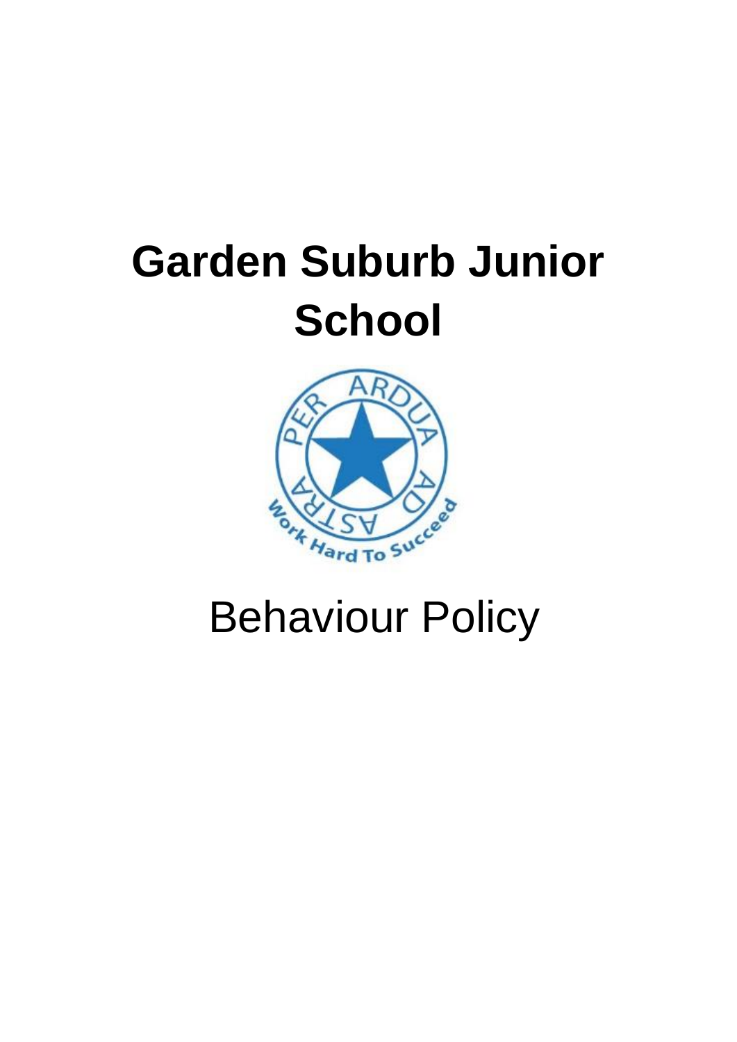# Garden Suburb Junior School

Behaviour Policy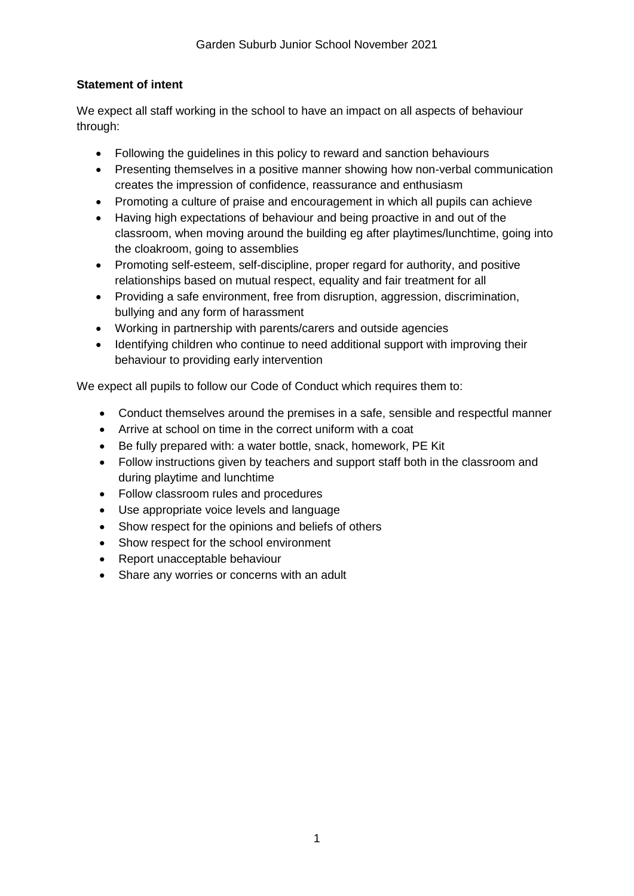**Statement of intent**

We expect all staff working in the school to have an impact on all aspects of behaviour through:

- Following the guidelines in this policy to reward and sanction behaviours
- Presenting themselves in a positive manner showing how non-verbal communication creates the impression of confidence, reassurance and enthusiasm
- Promoting a culture of praise and encouragement in which all pupils can achieve
- Having high expectations of behaviour and being proactive in and out of the classroom, when moving around the building eg after playtimes/lunchtime, going into the cloakroom, going to assemblies
- Promoting self-esteem, self-discipline, proper regard for authority, and positive relationships based on mutual respect, equality and fair treatment for all
- Providing a safe environment, free from disruption, aggression, discrimination, bullying and any form of harassment
- Working in partnership with parents/carers and outside agencies
- Identifying children who continue to need additional support with improving their behaviour to providing early intervention

We expect all pupils to follow our Code of Conduct which requires them to:

- Conduct themselves around the premises in a safe, sensible and respectful manner
- Arrive at school on time in the correct uniform with a coat
- Be fully prepared with: a water bottle, snack, homework, PE Kit
- Follow instructions given by teachers and support staff both in the classroom and during playtime and lunchtime
- Follow classroom rules and procedures
- Use appropriate voice levels and language
- Show respect for the opinions and beliefs of others
- Show respect for the school environment
- Report unacceptable behaviour
- Share any worries or concerns with an adult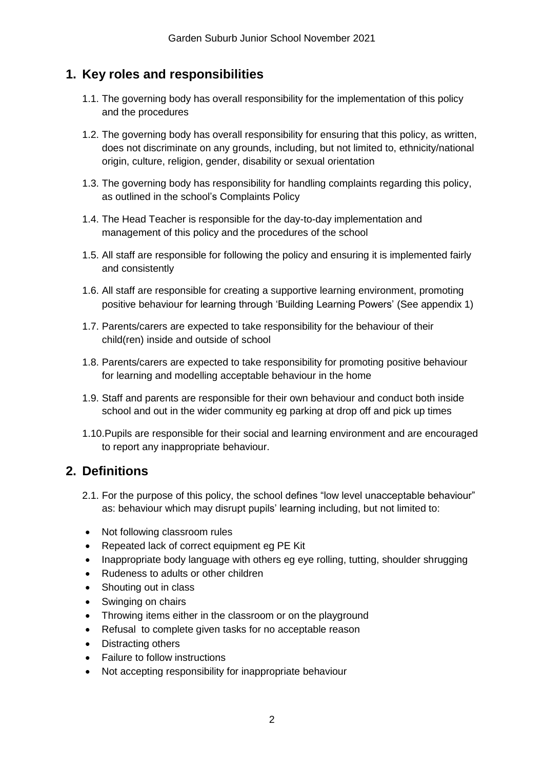## 1. Key roles and responsibilities

1.1. The governing body has overall responsibility for the implementation of this policy and the procedures

1.2. The governing body has overall responsibility for ensuring that this policy, as written, does not discriminate on any grounds, including, but not limited to, ethnicity/national origin, culture, religion, gender, disability or sexual orientation

1.3. The governing body has responsibility for handling complaints regarding this policy, as outlined in the school's Complaints Policy

1.4. The Head Teacher is responsible for the day-to-day implementation and management of this policy and the procedures of the school

1.5. All staff are responsible for following the policy and ensuring it is implemented fairly and consistently

1.6. All staff are responsible for creating a supportive learning environment, promoting positive behaviour for learning through 'Building Learning Powers' (See appendix 1)

1.7. Parents/carers are expected to take responsibility for the behaviour of their child(ren) inside and outside of school

1.8. Parents/carers are expected to take responsibility for promoting positive behaviour for learning and modelling acceptable behaviour in the home

1.9. Staff and parents are responsible for their own behaviour and conduct both inside school and out in the wider community eg parking at drop off and pick up times

1.10. Pupils are responsible for their social and learning environment and are encouraged to report any inappropriate behaviour.

## 2. Definitions

2.1. For the purpose of this policy, the school defines "low level unacceptable behaviour" as: behaviour which may disrupt pupils' learning including, but not limited to:

- Not following classroom rules
- Repeated lack of correct equipment eg PE Kit
- Inappropriate body language with others eg eye rolling, tutting, shoulder shrugging
- Rudeness to adults or other children
- Shouting out in class
- Swinging on chairs
- Throwing items either in the classroom or on the playground
- Refusal to complete given tasks for no acceptable reason
- Distracting others
- Failure to follow instructions
- Not accepting responsibility for inappropriate behaviour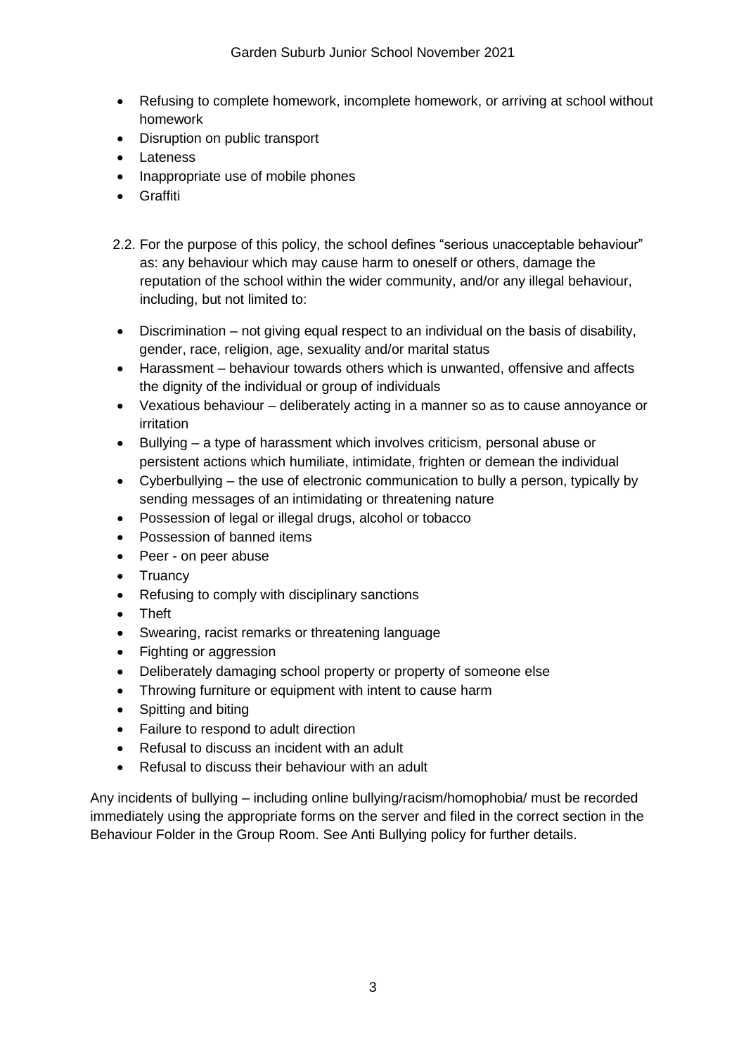- Refusing to complete homework, incomplete homework, or arriving at school without homework
- Disruption on public transport
- Lateness
- Inappropriate use of mobile phones
- Graffiti

2.2. For the purpose of this policy, the school defines "serious unacceptable behaviour" as: any behaviour which may cause harm to oneself or others, damage the reputation of the school within the wider community, and/or any illegal behaviour, including, but not limited to:

- Discrimination – not giving equal respect to an individual on the basis of disability, gender, race, religion, age, sexuality and/or marital status
- Harassment – behaviour towards others which is unwanted, offensive and affects the dignity of the individual or group of individuals
- Vexatious behaviour – deliberately acting in a manner so as to cause annoyance or irritation
- Bullying – a type of harassment which involves criticism, personal abuse or persistent actions which humiliate, intimidate, frighten or demean the individual
- Cyberbullying – the use of electronic communication to bully a person, typically by sending messages of an intimidating or threatening nature
- Possession of legal or illegal drugs, alcohol or tobacco
- Possession of banned items
- Peer - on peer abuse
- Truancy
- Refusing to comply with disciplinary sanctions
- Theft
- Swearing, racist remarks or threatening language
- Fighting or aggression
- Deliberately damaging school property or property of someone else
- Throwing furniture or equipment with intent to cause harm
- Spitting and biting
- Failure to respond to adult direction
- Refusal to discuss an incident with an adult
- Refusal to discuss their behaviour with an adult

Any incidents of bullying – including online bullying/racism/homophobia/ must be recorded immediately using the appropriate forms on the server and filed in the correct section in the Behaviour Folder in the Group Room. See Anti Bullying policy for further details.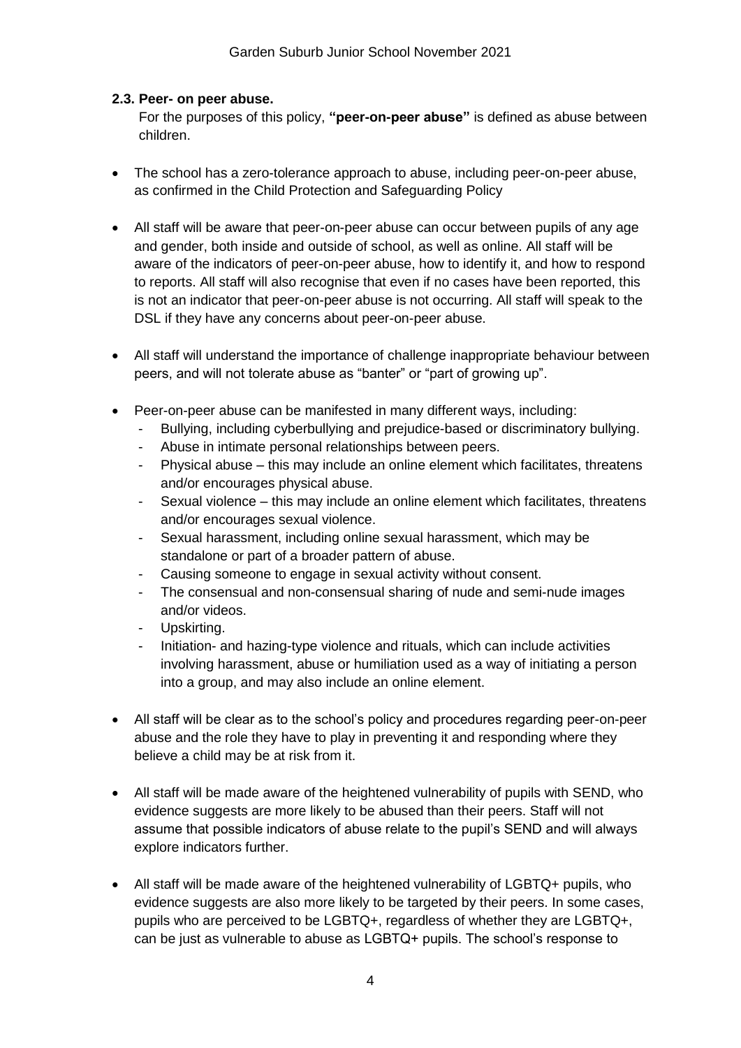### 2.3. Peer- on peer abuse.

For the purposes of this policy, **"peer-on-peer abuse"** is defined as abuse between children.

- The school has a zero-tolerance approach to abuse, including peer-on-peer abuse, as confirmed in the Child Protection and Safeguarding Policy
- All staff will be aware that peer-on-peer abuse can occur between pupils of any age and gender, both inside and outside of school, as well as online. All staff will be aware of the indicators of peer-on-peer abuse, how to identify it, and how to respond to reports. All staff will also recognise that even if no cases have been reported, this is not an indicator that peer-on-peer abuse is not occurring. All staff will speak to the DSL if they have any concerns about peer-on-peer abuse.
- All staff will understand the importance of challenge inappropriate behaviour between peers, and will not tolerate abuse as "banter" or "part of growing up".
- Peer-on-peer abuse can be manifested in many different ways, including:
  - Bullying, including cyberbullying and prejudice-based or discriminatory bullying.
  - Abuse in intimate personal relationships between peers.
  - Physical abuse – this may include an online element which facilitates, threatens and/or encourages physical abuse.
  - Sexual violence – this may include an online element which facilitates, threatens and/or encourages sexual violence.
  - Sexual harassment, including online sexual harassment, which may be standalone or part of a broader pattern of abuse.
  - Causing someone to engage in sexual activity without consent.
  - The consensual and non-consensual sharing of nude and semi-nude images and/or videos.
  - Upskirting.
  - Initiation- and hazing-type violence and rituals, which can include activities involving harassment, abuse or humiliation used as a way of initiating a person into a group, and may also include an online element.
- All staff will be clear as to the school's policy and procedures regarding peer-on-peer abuse and the role they have to play in preventing it and responding where they believe a child may be at risk from it.
- All staff will be made aware of the heightened vulnerability of pupils with SEND, who evidence suggests are more likely to be abused than their peers. Staff will not assume that possible indicators of abuse relate to the pupil's SEND and will always explore indicators further.
- All staff will be made aware of the heightened vulnerability of LGBTQ+ pupils, who evidence suggests are also more likely to be targeted by their peers. In some cases, pupils who are perceived to be LGBTQ+, regardless of whether they are LGBTQ+, can be just as vulnerable to abuse as LGBTQ+ pupils. The school's response to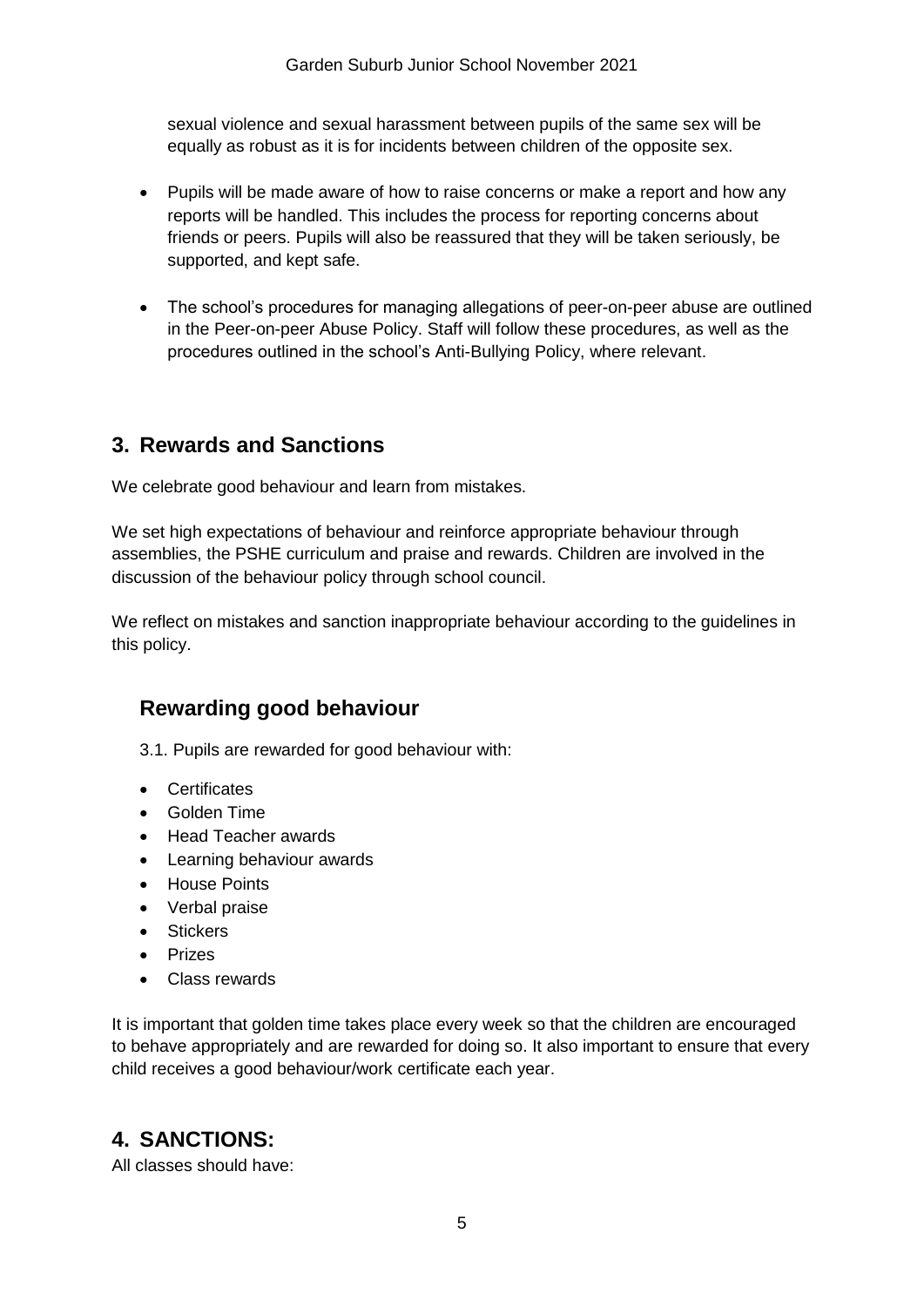sexual violence and sexual harassment between pupils of the same sex will be equally as robust as it is for incidents between children of the opposite sex.

- Pupils will be made aware of how to raise concerns or make a report and how any reports will be handled. This includes the process for reporting concerns about friends or peers. Pupils will also be reassured that they will be taken seriously, be supported, and kept safe.
- The school's procedures for managing allegations of peer-on-peer abuse are outlined in the Peer-on-peer Abuse Policy. Staff will follow these procedures, as well as the procedures outlined in the school's Anti-Bullying Policy, where relevant.

## 3. Rewards and Sanctions

We celebrate good behaviour and learn from mistakes.

We set high expectations of behaviour and reinforce appropriate behaviour through assemblies, the PSHE curriculum and praise and rewards. Children are involved in the discussion of the behaviour policy through school council.

We reflect on mistakes and sanction inappropriate behaviour according to the guidelines in this policy.

### Rewarding good behaviour

3.1. Pupils are rewarded for good behaviour with:

- Certificates
- Golden Time
- Head Teacher awards
- Learning behaviour awards
- House Points
- Verbal praise
- Stickers
- Prizes
- Class rewards

It is important that golden time takes place every week so that the children are encouraged to behave appropriately and are rewarded for doing so. It also important to ensure that every child receives a good behaviour/work certificate each year.

## 4. SANCTIONS:

All classes should have: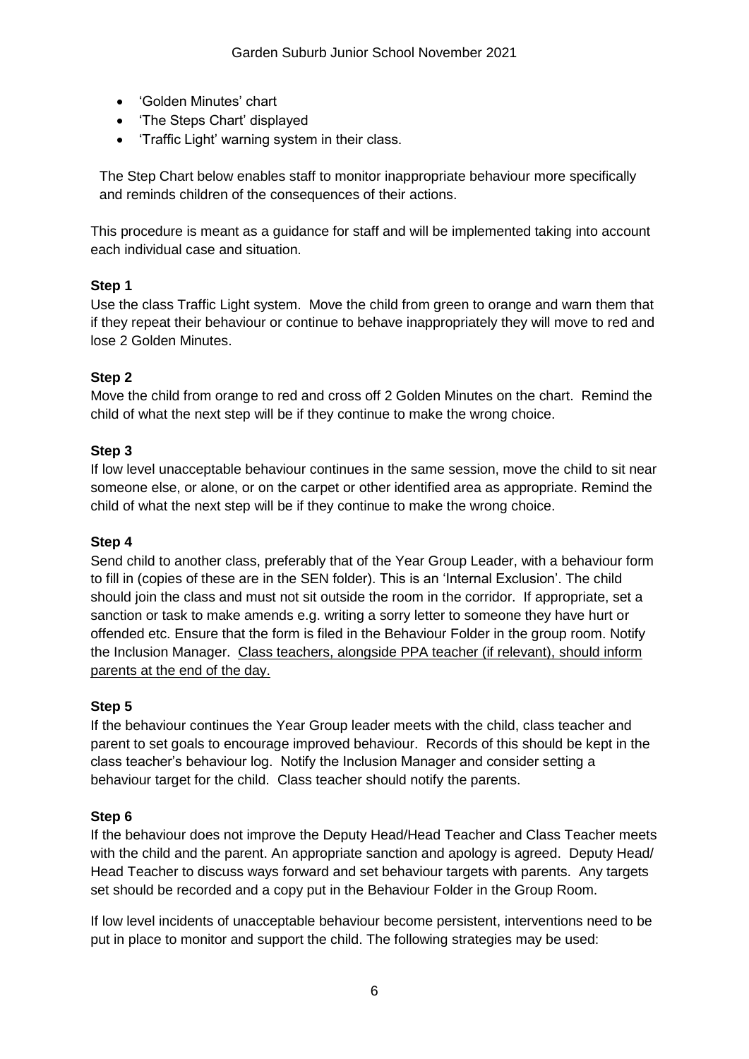- 'Golden Minutes' chart
- 'The Steps Chart' displayed
- 'Traffic Light' warning system in their class.

The Step Chart below enables staff to monitor inappropriate behaviour more specifically and reminds children of the consequences of their actions.

This procedure is meant as a guidance for staff and will be implemented taking into account each individual case and situation.

**Step 1**

Use the class Traffic Light system. Move the child from green to orange and warn them that if they repeat their behaviour or continue to behave inappropriately they will move to red and lose 2 Golden Minutes.

**Step 2**

Move the child from orange to red and cross off 2 Golden Minutes on the chart. Remind the child of what the next step will be if they continue to make the wrong choice.

**Step 3**

If low level unacceptable behaviour continues in the same session, move the child to sit near someone else, or alone, or on the carpet or other identified area as appropriate. Remind the child of what the next step will be if they continue to make the wrong choice.

**Step 4**

Send child to another class, preferably that of the Year Group Leader, with a behaviour form to fill in (copies of these are in the SEN folder). This is an 'Internal Exclusion'. The child should join the class and must not sit outside the room in the corridor. If appropriate, set a sanction or task to make amends e.g. writing a sorry letter to someone they have hurt or offended etc. Ensure that the form is filed in the Behaviour Folder in the group room. Notify the Inclusion Manager. <u>Class teachers, alongside PPA teacher (if relevant), should inform parents at the end of the day.</u>

**Step 5**

If the behaviour continues the Year Group leader meets with the child, class teacher and parent to set goals to encourage improved behaviour. Records of this should be kept in the class teacher's behaviour log. Notify the Inclusion Manager and consider setting a behaviour target for the child. Class teacher should notify the parents.

**Step 6**

If the behaviour does not improve the Deputy Head/Head Teacher and Class Teacher meets with the child and the parent. An appropriate sanction and apology is agreed. Deputy Head/ Head Teacher to discuss ways forward and set behaviour targets with parents. Any targets set should be recorded and a copy put in the Behaviour Folder in the Group Room.

If low level incidents of unacceptable behaviour become persistent, interventions need to be put in place to monitor and support the child. The following strategies may be used: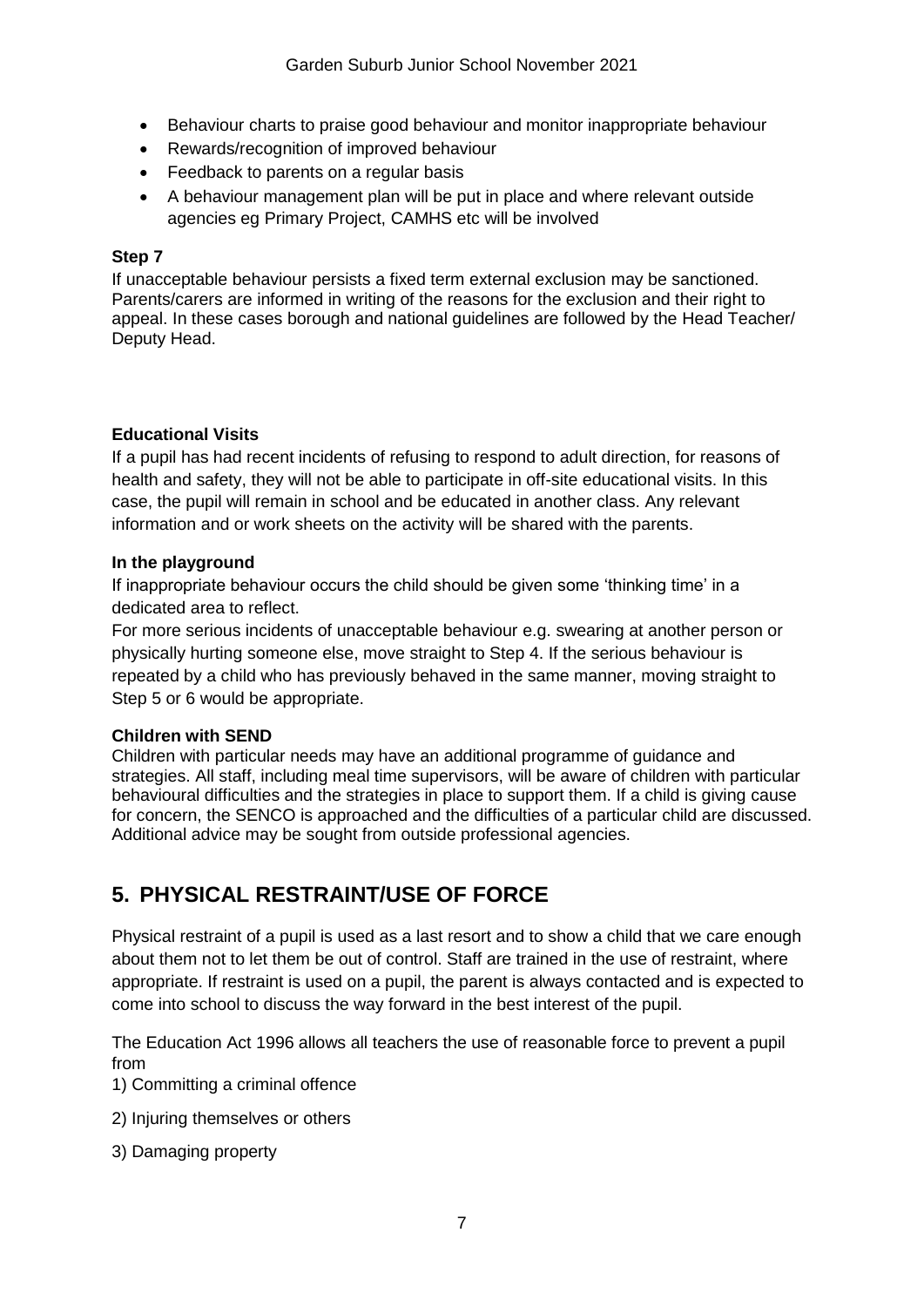- Behaviour charts to praise good behaviour and monitor inappropriate behaviour
- Rewards/recognition of improved behaviour
- Feedback to parents on a regular basis
- A behaviour management plan will be put in place and where relevant outside agencies eg Primary Project, CAMHS etc will be involved

**Step 7**

If unacceptable behaviour persists a fixed term external exclusion may be sanctioned. Parents/carers are informed in writing of the reasons for the exclusion and their right to appeal. In these cases borough and national guidelines are followed by the Head Teacher/ Deputy Head.

**Educational Visits**

If a pupil has had recent incidents of refusing to respond to adult direction, for reasons of health and safety, they will not be able to participate in off-site educational visits. In this case, the pupil will remain in school and be educated in another class. Any relevant information and or work sheets on the activity will be shared with the parents.

**In the playground**

If inappropriate behaviour occurs the child should be given some 'thinking time' in a dedicated area to reflect.

For more serious incidents of unacceptable behaviour e.g. swearing at another person or physically hurting someone else, move straight to Step 4. If the serious behaviour is repeated by a child who has previously behaved in the same manner, moving straight to Step 5 or 6 would be appropriate.

**Children with SEND**

Children with particular needs may have an additional programme of guidance and strategies. All staff, including meal time supervisors, will be aware of children with particular behavioural difficulties and the strategies in place to support them. If a child is giving cause for concern, the SENCO is approached and the difficulties of a particular child are discussed. Additional advice may be sought from outside professional agencies.

## 5. PHYSICAL RESTRAINT/USE OF FORCE

Physical restraint of a pupil is used as a last resort and to show a child that we care enough about them not to let them be out of control. Staff are trained in the use of restraint, where appropriate. If restraint is used on a pupil, the parent is always contacted and is expected to come into school to discuss the way forward in the best interest of the pupil.

The Education Act 1996 allows all teachers the use of reasonable force to prevent a pupil from

1) Committing a criminal offence

2) Injuring themselves or others

3) Damaging property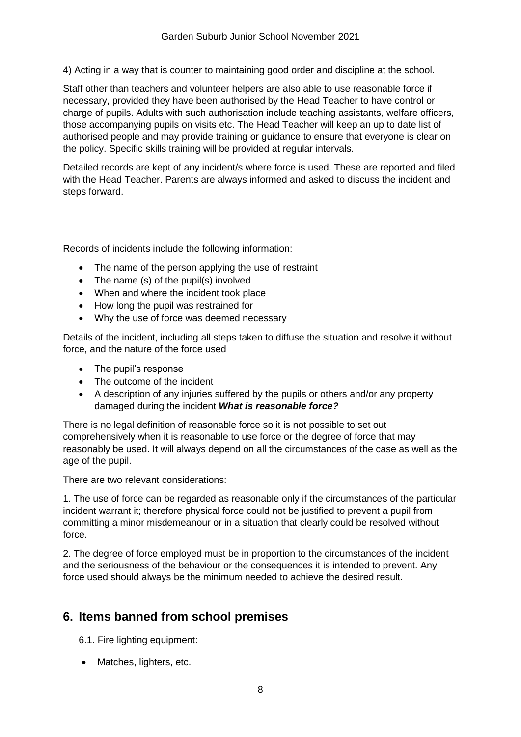4) Acting in a way that is counter to maintaining good order and discipline at the school.

Staff other than teachers and volunteer helpers are also able to use reasonable force if necessary, provided they have been authorised by the Head Teacher to have control or charge of pupils. Adults with such authorisation include teaching assistants, welfare officers, those accompanying pupils on visits etc. The Head Teacher will keep an up to date list of authorised people and may provide training or guidance to ensure that everyone is clear on the policy. Specific skills training will be provided at regular intervals.

Detailed records are kept of any incident/s where force is used. These are reported and filed with the Head Teacher. Parents are always informed and asked to discuss the incident and steps forward.

Records of incidents include the following information:

- The name of the person applying the use of restraint
- The name (s) of the pupil(s) involved
- When and where the incident took place
- How long the pupil was restrained for
- Why the use of force was deemed necessary

Details of the incident, including all steps taken to diffuse the situation and resolve it without force, and the nature of the force used

- The pupil's response
- The outcome of the incident
- A description of any injuries suffered by the pupils or others and/or any property damaged during the incident ***What is reasonable force?***

There is no legal definition of reasonable force so it is not possible to set out comprehensively when it is reasonable to use force or the degree of force that may reasonably be used. It will always depend on all the circumstances of the case as well as the age of the pupil.

There are two relevant considerations:

1. The use of force can be regarded as reasonable only if the circumstances of the particular incident warrant it; therefore physical force could not be justified to prevent a pupil from committing a minor misdemeanour or in a situation that clearly could be resolved without force.

2. The degree of force employed must be in proportion to the circumstances of the incident and the seriousness of the behaviour or the consequences it is intended to prevent. Any force used should always be the minimum needed to achieve the desired result.

## 6. Items banned from school premises

6.1. Fire lighting equipment:

- Matches, lighters, etc.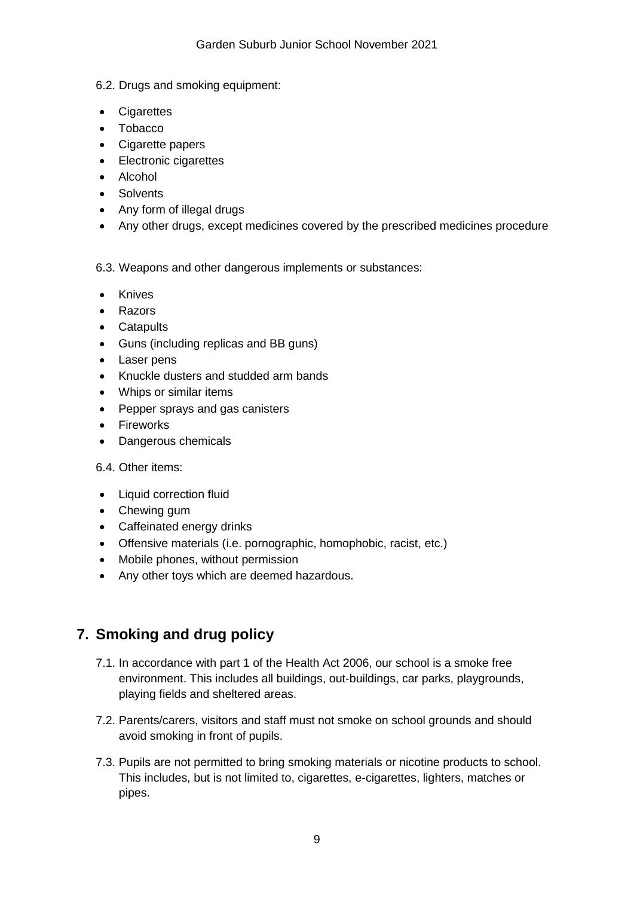6.2. Drugs and smoking equipment:

- Cigarettes
- Tobacco
- Cigarette papers
- Electronic cigarettes
- Alcohol
- Solvents
- Any form of illegal drugs
- Any other drugs, except medicines covered by the prescribed medicines procedure

6.3. Weapons and other dangerous implements or substances:

- Knives
- Razors
- Catapults
- Guns (including replicas and BB guns)
- Laser pens
- Knuckle dusters and studded arm bands
- Whips or similar items
- Pepper sprays and gas canisters
- Fireworks
- Dangerous chemicals

6.4. Other items:

- Liquid correction fluid
- Chewing gum
- Caffeinated energy drinks
- Offensive materials (i.e. pornographic, homophobic, racist, etc.)
- Mobile phones, without permission
- Any other toys which are deemed hazardous.

## 7. Smoking and drug policy

7.1. In accordance with part 1 of the Health Act 2006, our school is a smoke free environment. This includes all buildings, out-buildings, car parks, playgrounds, playing fields and sheltered areas.

7.2. Parents/carers, visitors and staff must not smoke on school grounds and should avoid smoking in front of pupils.

7.3. Pupils are not permitted to bring smoking materials or nicotine products to school. This includes, but is not limited to, cigarettes, e-cigarettes, lighters, matches or pipes.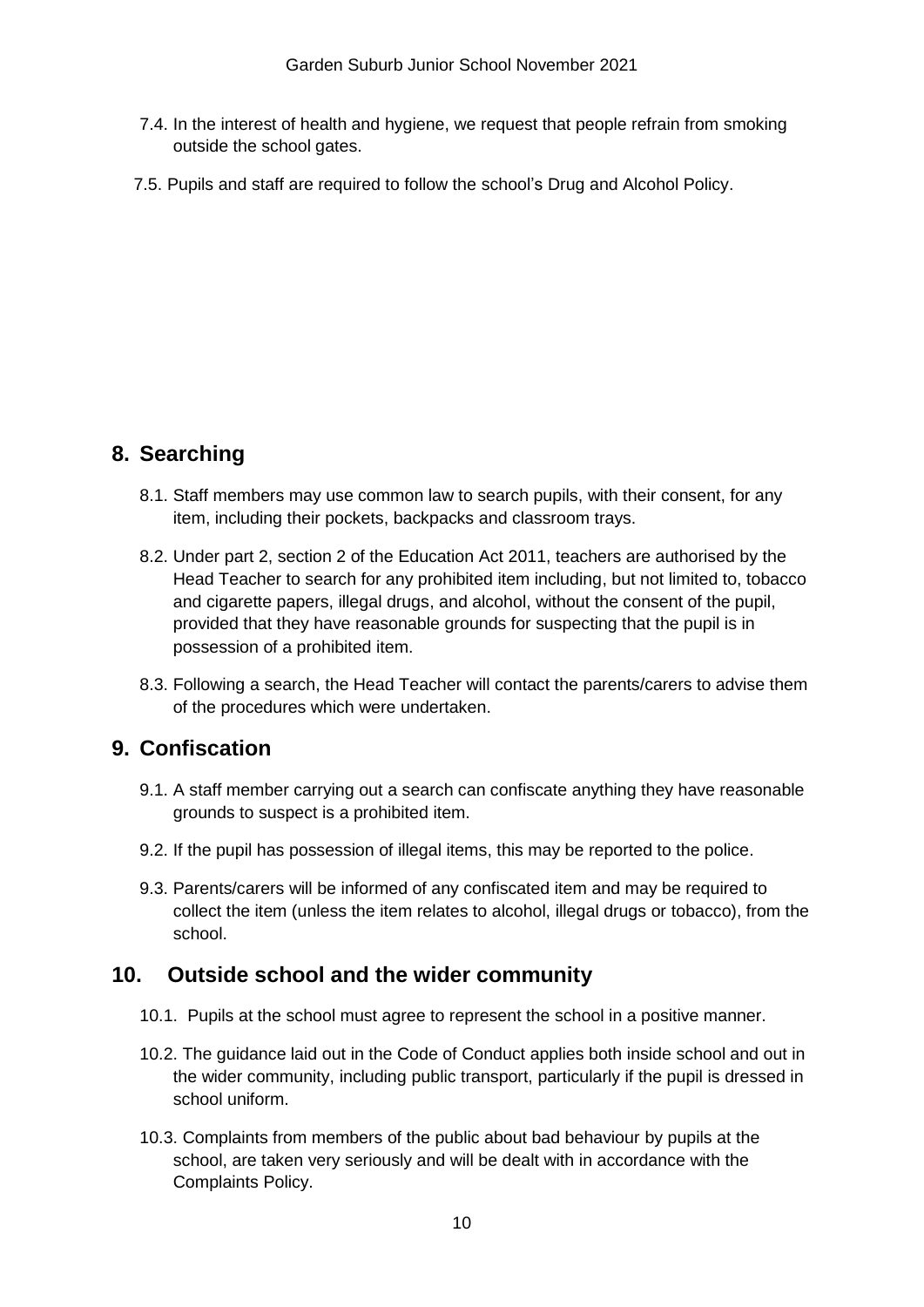7.4. In the interest of health and hygiene, we request that people refrain from smoking outside the school gates.

7.5. Pupils and staff are required to follow the school's Drug and Alcohol Policy.

## 8. Searching

8.1. Staff members may use common law to search pupils, with their consent, for any item, including their pockets, backpacks and classroom trays.

8.2. Under part 2, section 2 of the Education Act 2011, teachers are authorised by the Head Teacher to search for any prohibited item including, but not limited to, tobacco and cigarette papers, illegal drugs, and alcohol, without the consent of the pupil, provided that they have reasonable grounds for suspecting that the pupil is in possession of a prohibited item.

8.3. Following a search, the Head Teacher will contact the parents/carers to advise them of the procedures which were undertaken.

## 9. Confiscation

9.1. A staff member carrying out a search can confiscate anything they have reasonable grounds to suspect is a prohibited item.

9.2. If the pupil has possession of illegal items, this may be reported to the police.

9.3. Parents/carers will be informed of any confiscated item and may be required to collect the item (unless the item relates to alcohol, illegal drugs or tobacco), from the school.

## 10. Outside school and the wider community

10.1. Pupils at the school must agree to represent the school in a positive manner.

10.2. The guidance laid out in the Code of Conduct applies both inside school and out in the wider community, including public transport, particularly if the pupil is dressed in school uniform.

10.3. Complaints from members of the public about bad behaviour by pupils at the school, are taken very seriously and will be dealt with in accordance with the Complaints Policy.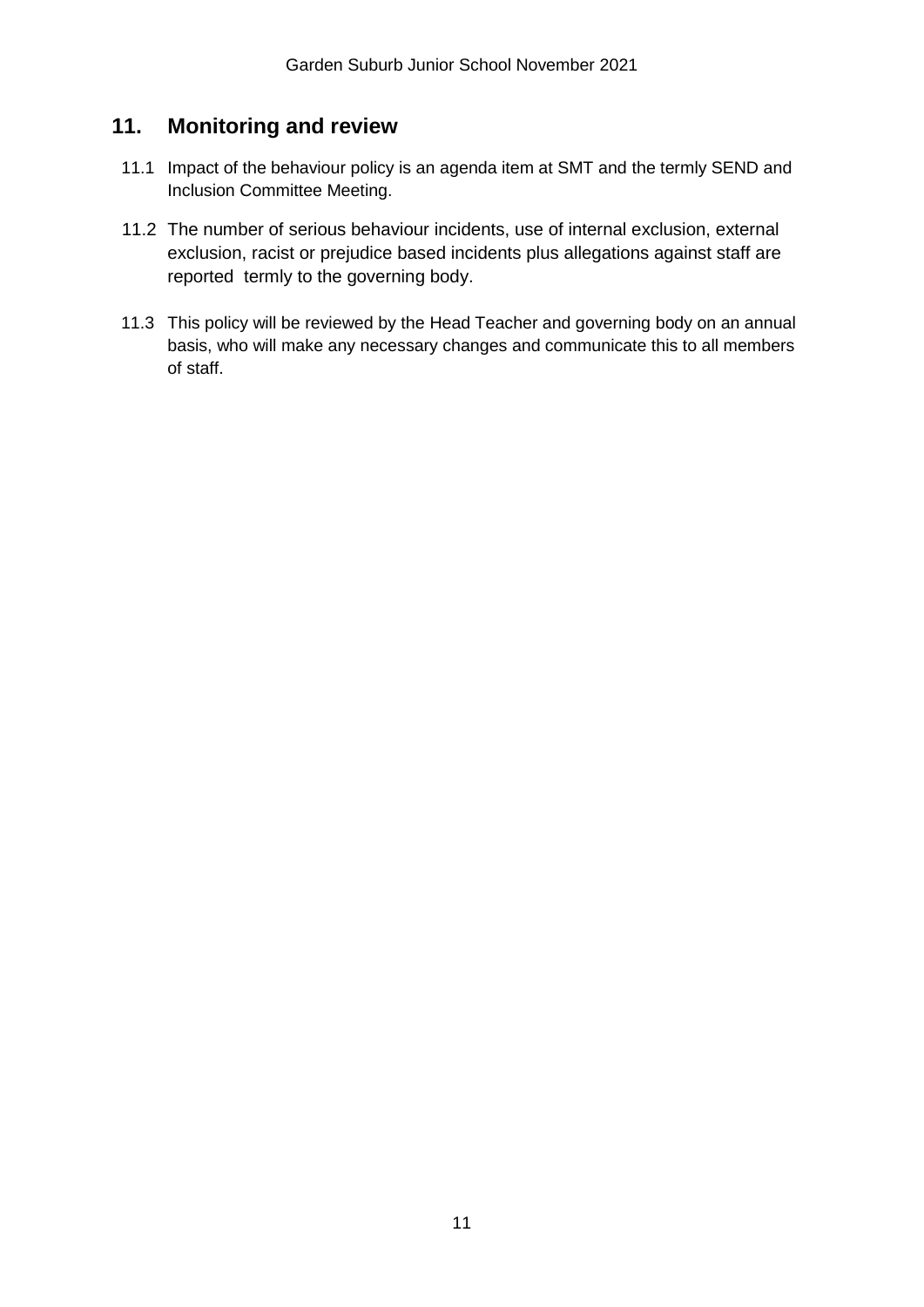## 11. Monitoring and review

11.1 Impact of the behaviour policy is an agenda item at SMT and the termly SEND and Inclusion Committee Meeting.

11.2 The number of serious behaviour incidents, use of internal exclusion, external exclusion, racist or prejudice based incidents plus allegations against staff are reported termly to the governing body.

11.3 This policy will be reviewed by the Head Teacher and governing body on an annual basis, who will make any necessary changes and communicate this to all members of staff.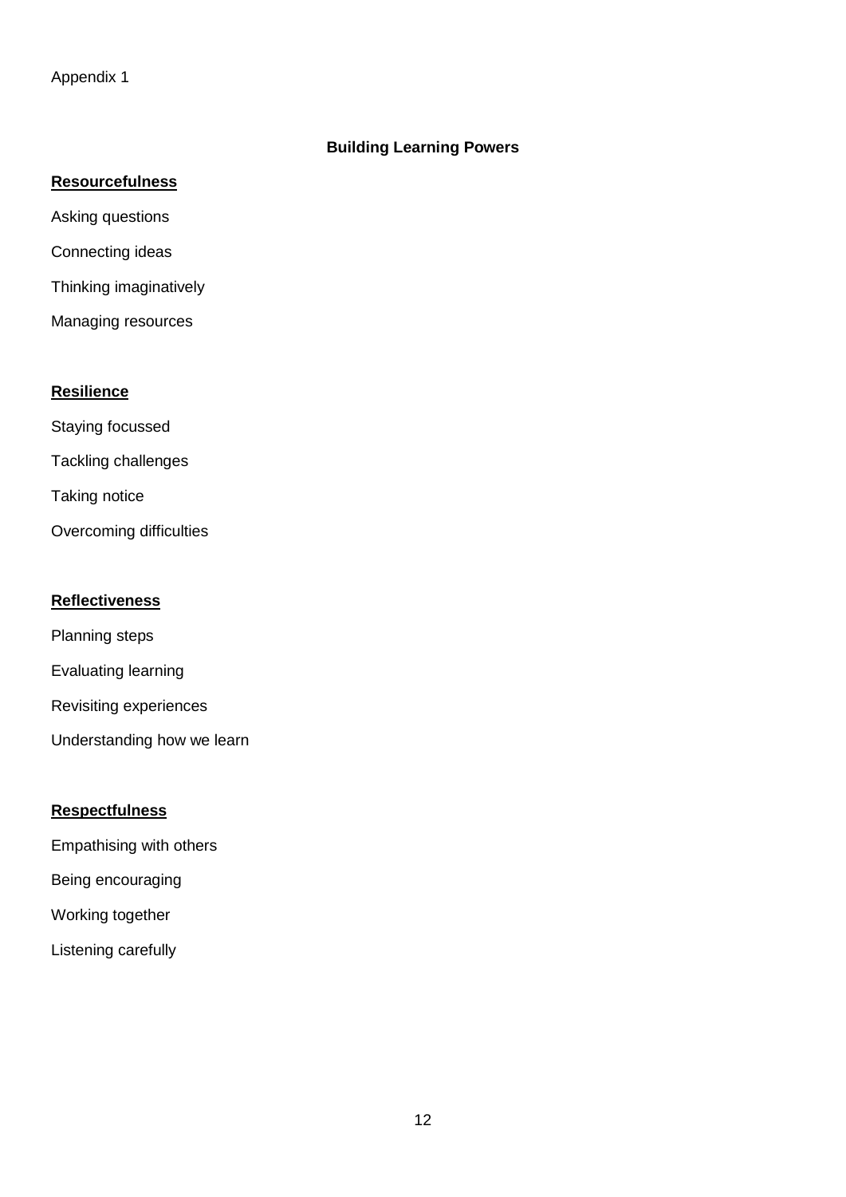Appendix 1

## Building Learning Powers

**Resourcefulness**

Asking questions

Connecting ideas

Thinking imaginatively

Managing resources

**Resilience**

Staying focussed

Tackling challenges

Taking notice

Overcoming difficulties

**Reflectiveness**

Planning steps

Evaluating learning

Revisiting experiences

Understanding how we learn

**Respectfulness**

Empathising with others

Being encouraging

Working together

Listening carefully